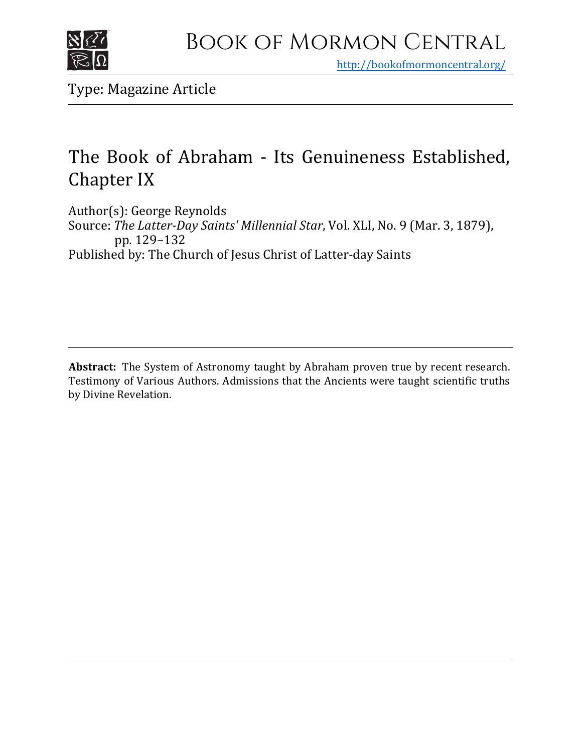# Book of Mormon Central

http://bookofmormoncentral.org/

Type: Magazine Article

## The Book of Abraham - Its Genuineness Established, Chapter IX

Author(s): George Reynolds

Source: *The Latter-Day Saints' Millennial Star*, Vol. XLI, No. 9 (Mar. 3, 1879), pp. 129–132

Published by: The Church of Jesus Christ of Latter-day Saints

**Abstract:** The System of Astronomy taught by Abraham proven true by recent research. Testimony of Various Authors. Admissions that the Ancients were taught scientific truths by Divine Revelation.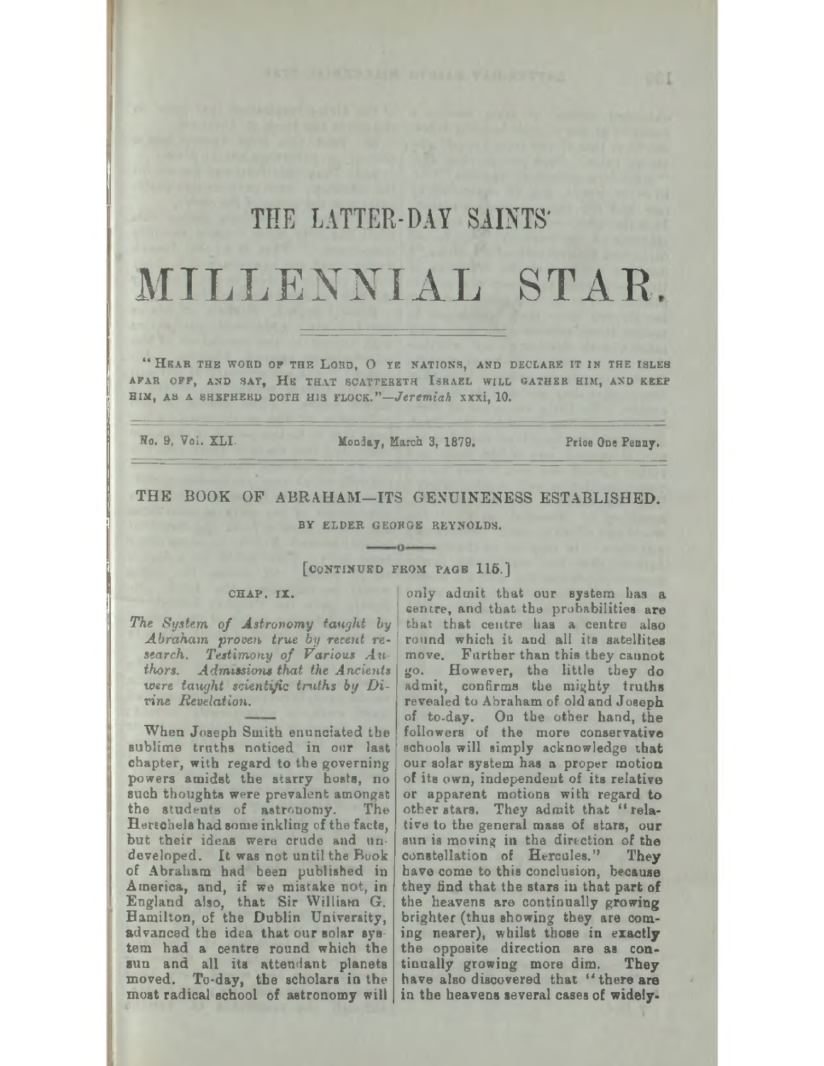# THE LATTER-DAY SAINTS'

# MILLENNIAL STAR.

"HEAR THE WORD OF THE LORD, O YE NATIONS, AND DECLARE IT IN THE ISLES AFAR OFF, AND SAY, HE THAT SCATTERETH ISRAEL WILL GATHER HIM, AND KEEP HIM, AS A SHEPHERD DOTH HIS FLOCK."—*Jeremiah* xxxi, 10.

No. 9, Vol. XLI. Monday, March 3, 1879. Price One Penny.

## THE BOOK OF ABRAHAM—ITS GENUINENESS ESTABLISHED.

BY ELDER GEORGE REYNOLDS.

[CONTINUED FROM PAGE 115.]

### CHAP. IX.

*The System of Astronomy taught by Abraham proven true by recent research. Testimony of Various Authors. Admissions that the Ancients were taught scientific truths by Divine Revelation.*

When Joseph Smith enunciated the sublime truths noticed in our last chapter, with regard to the governing powers amidst the starry hosts, no such thoughts were prevalent amongst the students of astronomy. The Herschels had some inkling of the facts, but their ideas were crude and undeveloped. It was not until the Book of Abraham had been published in America, and, if we mistake not, in England also, that Sir William G. Hamilton, of the Dublin University, advanced the idea that our solar system had a centre round which the sun and all its attendant planets moved. To-day, the scholars in the most radical school of astronomy will only admit that our system has a centre, and that the probabilities are that that centre has a centre also round which it and all its satellites move. Further than this they cannot go. However, the little they do admit, confirms the mighty truths revealed to Abraham of old and Joseph of to-day. On the other hand, the followers of the more conservative schools will simply acknowledge that our solar system has a proper motion of its own, independent of its relative or apparent motions with regard to other stars. They admit that "relative to the general mass of stars, our sun is moving in the direction of the constellation of Hercules." They have come to this conclusion, because they find that the stars in that part of the heavens are continually growing brighter (thus showing they are coming nearer), whilst those in exactly the opposite direction are as continually growing more dim. They have also discovered that "there are in the heavens several cases of widely-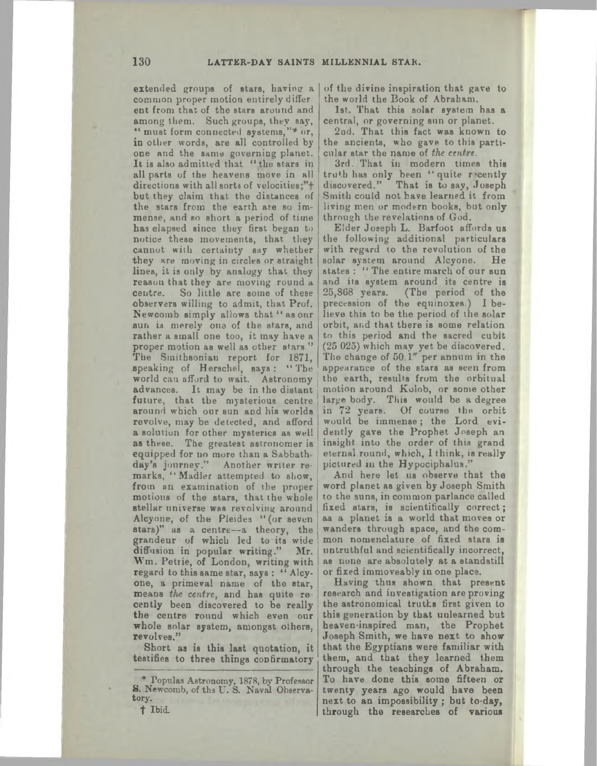extended groups of stars, having a common proper motion entirely different from that of the stars around and among them. Such groups, they say, "must form connected systems,"* or, in other words, are all controlled by one and the same governing planet. It is also admitted that "the stars in all parts of the heavens move in all directions with all sorts of velocities;"† but they claim that the distances of the stars from the earth are so immense, and so short a period of time has elapsed since they first began to notice these movements, that they cannot with certainty say whether they are moving in circles or straight lines, it is only by analogy that they reason that they are moving round a centre. So little are some of these observers willing to admit, that Prof. Newcomb simply allows that "as our sun is merely one of the stars, and rather a small one too, it may have a proper motion as well as other stars." The Smithsonian report for 1871, speaking of Herschel, says: "The world can afford to wait. Astronomy advances. It may be in the distant future, that the mysterious centre around which our sun and his worlds revolve, may be detected, and afford a solution for other mysteries as well as these. The greatest astronomer is equipped for no more than a Sabbath-day's journey." Another writer remarks, "Madler attempted to show, from an examination of the proper motions of the stars, that the whole stellar universe was revolving around Alcyone, of the Pleides "(or seven stars)" as a centre—a theory, the grandeur of which led to its wide diffusion in popular writing." Mr. Wm. Petrie, of London, writing with regard to this same star, says: "Alcyone, a primeval name of the star, means *the centre*, and has quite recently been discovered to be really the centre round which even our whole solar system, amongst others, revolves."

Short as is this last quotation, it testifies to three things confirmatory of the divine inspiration that gave to the world the Book of Abraham.

1st. That this solar system has a central, or governing sun or planet.

2nd. That this fact was known to the ancients, who gave to this particular star the name of *the centre*.

3rd. That in modern times this truth has only been "quite recently discovered." That is to say, Joseph Smith could not have learned it from living men or modern books, but only through the revelations of God.

Elder Joseph L. Barfoot affords us the following additional particulars with regard to the revolution of the solar system around Alcyone. He states: "The entire march of our sun and its system around its centre is 25,868 years. (The period of the precession of the equinoxes.) I believe this to be the period of the solar orbit, and that there is some relation to this period and the sacred cubit (25 025) which may yet be discovered. The change of 50.1″ per annum in the appearance of the stars as seen from the earth, results from the orbitual motion around Kolob, or some other large body. This would be a degree in 72 years. Of course the orbit would be immense; the Lord evidently gave the Prophet Joseph an insight into the order of this grand eternal round, which, I think, is really pictured in the Hypociphalus."

And here let us observe that the word planet as given by Joseph Smith to the suns, in common parlance called fixed stars, is scientifically correct; as a planet is a world that moves or wanders through space, and the common nomenclature of fixed stars is untruthful and scientifically incorrect, as none are absolutely at a standstill or fixed immoveably in one place.

Having thus shown that present research and investigation are proving the astronomical truths first given to this generation by that unlearned but heaven-inspired man, the Prophet Joseph Smith, we have next to show that the Egyptians were familiar with them, and that they learned them through the teachings of Abraham. To have done this some fifteen or twenty years ago would have been next to an impossibility; but to-day, through the researches of various

---

\* Populas Astronomy, 1878, by Professor S. Newcomb, of the U. S. Naval Observatory.

† Ibid.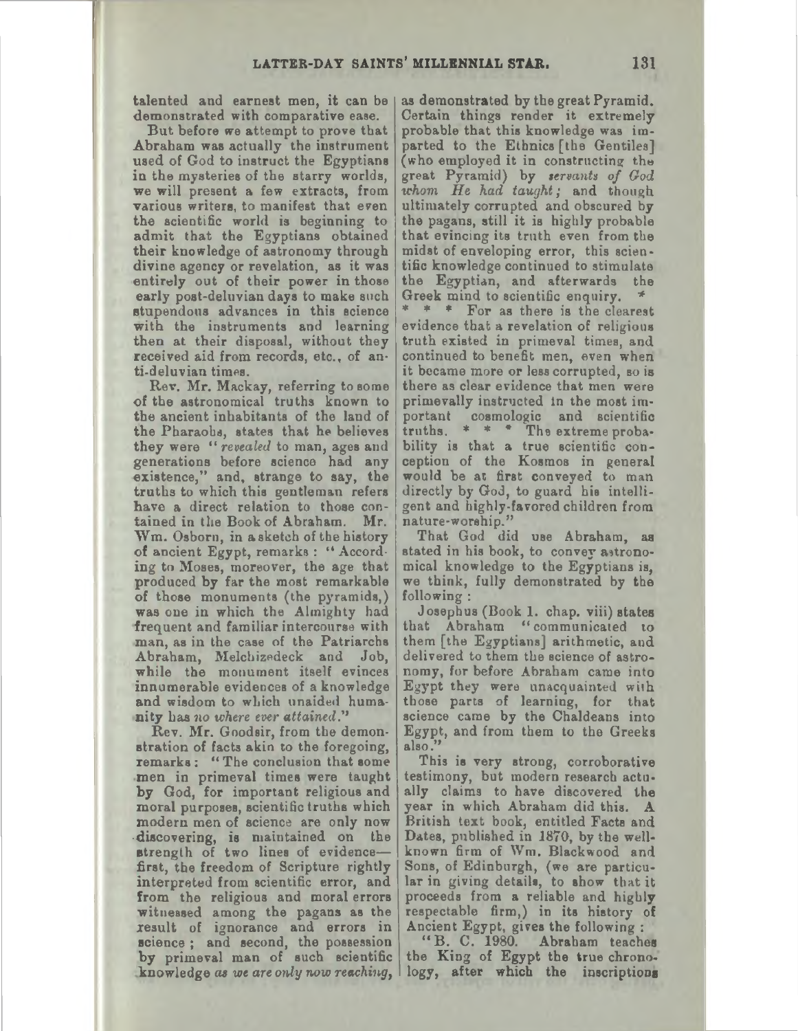talented and earnest men, it can be demonstrated with comparative ease.

But before we attempt to prove that Abraham was actually the instrument used of God to instruct the Egyptians in the mysteries of the starry worlds, we will present a few extracts, from various writers, to manifest that even the scientific world is beginning to admit that the Egyptians obtained their knowledge of astronomy through divine agency or revelation, as it was entirely out of their power in those early post-deluvian days to make such stupendous advances in this science with the instruments and learning then at their disposal, without they received aid from records, etc., of anti-deluvian times.

Rev. Mr. Mackay, referring to some of the astronomical truths known to the ancient inhabitants of the land of the Pharaohs, states that he believes they were "*revealed* to man, ages and generations before science had any existence," and, strange to say, the truths to which this gentleman refers have a direct relation to those contained in the Book of Abraham. Mr. Wm. Osborn, in a sketch of the history of ancient Egypt, remarks: "According to Moses, moreover, the age that produced by far the most remarkable of those monuments (the pyramids,) was one in which the Almighty had frequent and familiar intercourse with man, as in the case of the Patriarchs Abraham, Melchizedeck and Job, while the monument itself evinces innumerable evidences of a knowledge and wisdom to which unaided humanity has *no where ever attained*."

Rev. Mr. Goodsir, from the demonstration of facts akin to the foregoing, remarks: "The conclusion that some men in primeval times were taught by God, for important religious and moral purposes, scientific truths which modern men of science are only now discovering, is maintained on the strength of two lines of evidence—first, the freedom of Scripture rightly interpreted from scientific error, and from the religious and moral errors witnessed among the pagans as the result of ignorance and errors in science; and second, the possession by primeval man of such scientific knowledge *as we are only now reaching*, as demonstrated by the great Pyramid. Certain things render it extremely probable that this knowledge was imparted to the Ethnics [the Gentiles] (who employed it in constructing the great Pyramid) by *servants of God whom He had taught;* and though ultimately corrupted and obscured by the pagans, still it is highly probable that evincing its truth even from the midst of enveloping error, this scientific knowledge continued to stimulate the Egyptian, and afterwards the Greek mind to scientific enquiry. * * * * For as there is the clearest evidence that a revelation of religious truth existed in primeval times, and continued to benefit men, even when it became more or less corrupted, so is there as clear evidence that men were primevally instructed in the most important cosmologic and scientific truths. * * * The extreme probability is that a true scientific conception of the Kosmos in general would be at first conveyed to man directly by God, to guard his intelligent and highly-favored children from nature-worship."

That God did use Abraham, as stated in his book, to convey astronomical knowledge to the Egyptians is, we think, fully demonstrated by the following:

Josephus (Book 1. chap. viii) states that Abraham "communicated to them [the Egyptians] arithmetic, and delivered to them the science of astronomy, for before Abraham came into Egypt they were unacquainted with those parts of learning, for that science came by the Chaldeans into Egypt, and from them to the Greeks also."

This is very strong, corroborative testimony, but modern research actually claims to have discovered the year in which Abraham did this. A British text book, entitled Facts and Dates, published in 1870, by the well-known firm of Wm. Blackwood and Sons, of Edinburgh, (we are particular in giving details, to show that it proceeds from a reliable and highly respectable firm,) in its history of Ancient Egypt, gives the following:

"B. C. 1980. Abraham teaches the King of Egypt the true chronology, after which the inscriptions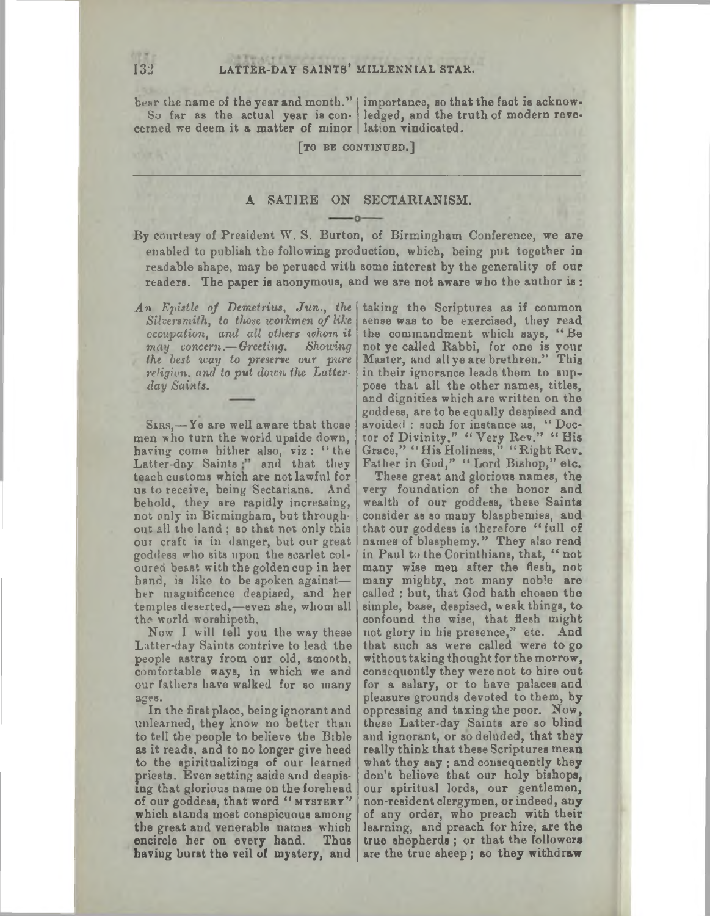bear the name of the year and month."

So far as the actual year is concerned we deem it a matter of minor importance, so that the fact is acknowledged, and the truth of modern revelation vindicated.

[TO BE CONTINUED.]

---

## A SATIRE ON SECTARIANISM.

By courtesy of President W. S. Burton, of Birmingham Conference, we are enabled to publish the following production, which, being put together in readable shape, may be perused with some interest by the generality of our readers. The paper is anonymous, and we are not aware who the author is:

*An Epistle of Demetrius, Jun., the Silversmith, to those workmen of like occupation, and all others whom it may concern.—Greeting. Showing the best way to preserve our pure religion, and to put down the Latter-day Saints.*

SIRS,—Ye are well aware that those men who turn the world upside down, having come hither also, viz: "the Latter-day Saints;" and that they teach customs which are not lawful for us to receive, being Sectarians. And behold, they are rapidly increasing, not only in Birmingham, but throughout all the land; so that not only this our craft is in danger, but our great goddess who sits upon the scarlet coloured beast with the golden cup in her hand, is like to be spoken against—her magnificence despised, and her temples deserted,—even she, whom all the world worshipeth.

Now I will tell you the way these Latter-day Saints contrive to lead the people astray from our old, smooth, comfortable ways, in which we and our fathers have walked for so many ages.

In the first place, being ignorant and unlearned, they know no better than to tell the people to believe the Bible as it reads, and to no longer give heed to the spiritualizings of our learned priests. Even setting aside and despising that glorious name on the forehead of our goddess, that word "MYSTERY" which stands most conspicuous among the great and venerable names which encircle her on every hand. Thus having burst the veil of mystery, and taking the Scriptures as if common sense was to be exercised, they read the commandment which says, "Be not ye called Rabbi, for one is your Master, and all ye are brethren." This in their ignorance leads them to suppose that all the other names, titles, and dignities which are written on the goddess, are to be equally despised and avoided: such for instance as, "Doctor of Divinity," "Very Rev." "His Grace," "His Holiness," "Right Rev. Father in God," "Lord Bishop," etc.

These great and glorious names, the very foundation of the honor and wealth of our goddess, these Saints consider as so many blasphemies, and that our goddess is therefore "full of names of blasphemy." They also read in Paul to the Corinthians, that, "not many wise men after the flesh, not many mighty, not many noble are called: but, that God hath chosen the simple, base, despised, weak things, to confound the wise, that flesh might not glory in his presence," etc. And that such as were called were to go without taking thought for the morrow, consequently they were not to hire out for a salary, or to have palaces and pleasure grounds devoted to them, by oppressing and taxing the poor. Now, these Latter-day Saints are so blind and ignorant, or so deluded, that they really think that these Scriptures mean what they say; and consequently they don't believe that our holy bishops, our spiritual lords, our gentlemen, non-resident clergymen, or indeed, any of any order, who preach with their learning, and preach for hire, are the true shepherds; or that the followers are the true sheep; so they withdraw